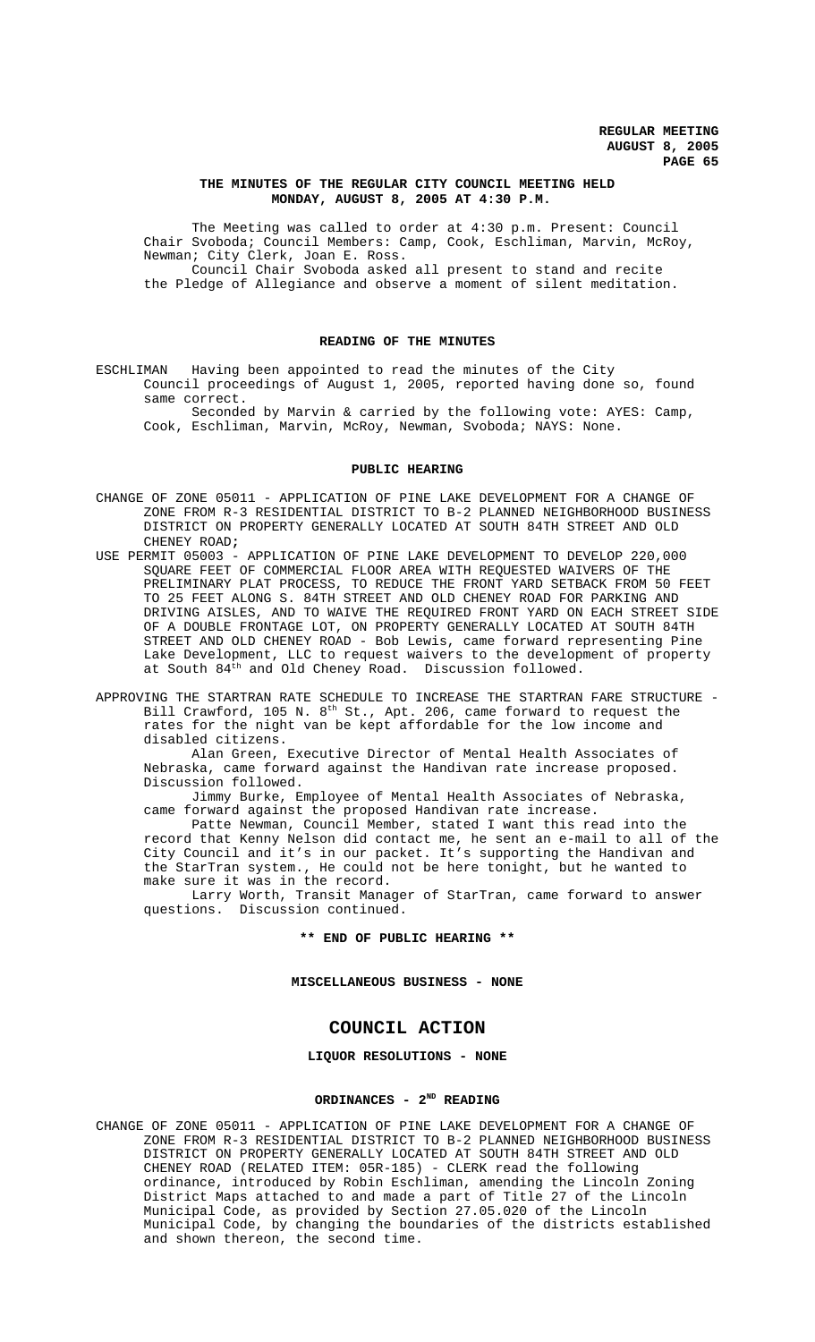**REGULAR MEETING**
**AUGUST 8, 2005**

## THE MINUTES OF THE REGULAR CITY COUNCIL MEETING HELD MONDAY, AUGUST 8, 2005 AT 4:30 P.M.

The Meeting was called to order at 4:30 p.m. Present: Council Chair Svoboda; Council Members: Camp, Cook, Eschliman, Marvin, McRoy, Newman; City Clerk, Joan E. Ross.

Council Chair Svoboda asked all present to stand and recite the Pledge of Allegiance and observe a moment of silent meditation.

## READING OF THE MINUTES

ESCHLIMAN Having been appointed to read the minutes of the City Council proceedings of August 1, 2005, reported having done so, found same correct.

Seconded by Marvin & carried by the following vote: AYES: Camp, Cook, Eschliman, Marvin, McRoy, Newman, Svoboda; NAYS: None.

## PUBLIC HEARING

CHANGE OF ZONE 05011 - APPLICATION OF PINE LAKE DEVELOPMENT FOR A CHANGE OF ZONE FROM R-3 RESIDENTIAL DISTRICT TO B-2 PLANNED NEIGHBORHOOD BUSINESS DISTRICT ON PROPERTY GENERALLY LOCATED AT SOUTH 84TH STREET AND OLD CHENEY ROAD;

USE PERMIT 05003 - APPLICATION OF PINE LAKE DEVELOPMENT TO DEVELOP 220,000 SQUARE FEET OF COMMERCIAL FLOOR AREA WITH REQUESTED WAIVERS OF THE PRELIMINARY PLAT PROCESS, TO REDUCE THE FRONT YARD SETBACK FROM 50 FEET TO 25 FEET ALONG S. 84TH STREET AND OLD CHENEY ROAD FOR PARKING AND DRIVING AISLES, AND TO WAIVE THE REQUIRED FRONT YARD ON EACH STREET SIDE OF A DOUBLE FRONTAGE LOT, ON PROPERTY GENERALLY LOCATED AT SOUTH 84TH STREET AND OLD CHENEY ROAD - Bob Lewis, came forward representing Pine Lake Development, LLC to request waivers to the development of property at South 84th and Old Cheney Road. Discussion followed.

APPROVING THE STARTRAN RATE SCHEDULE TO INCREASE THE STARTRAN FARE STRUCTURE - Bill Crawford, 105 N. 8th St., Apt. 206, came forward to request the rates for the night van be kept affordable for the low income and disabled citizens.

Alan Green, Executive Director of Mental Health Associates of Nebraska, came forward against the Handivan rate increase proposed. Discussion followed.

Jimmy Burke, Employee of Mental Health Associates of Nebraska, came forward against the proposed Handivan rate increase.

Patte Newman, Council Member, stated I want this read into the record that Kenny Nelson did contact me, he sent an e-mail to all of the City Council and it's in our packet. It's supporting the Handivan and the StarTran system., He could not be here tonight, but he wanted to make sure it was in the record.

Larry Worth, Transit Manager of StarTran, came forward to answer questions. Discussion continued.

**\*\* END OF PUBLIC HEARING \*\***

**MISCELLANEOUS BUSINESS - NONE**

# COUNCIL ACTION

**LIQUOR RESOLUTIONS - NONE**

## ORDINANCES - 2ND READING

CHANGE OF ZONE 05011 - APPLICATION OF PINE LAKE DEVELOPMENT FOR A CHANGE OF ZONE FROM R-3 RESIDENTIAL DISTRICT TO B-2 PLANNED NEIGHBORHOOD BUSINESS DISTRICT ON PROPERTY GENERALLY LOCATED AT SOUTH 84TH STREET AND OLD CHENEY ROAD (RELATED ITEM: 05R-185) - CLERK read the following ordinance, introduced by Robin Eschliman, amending the Lincoln Zoning District Maps attached to and made a part of Title 27 of the Lincoln Municipal Code, as provided by Section 27.05.020 of the Lincoln Municipal Code, by changing the boundaries of the districts established and shown thereon, the second time.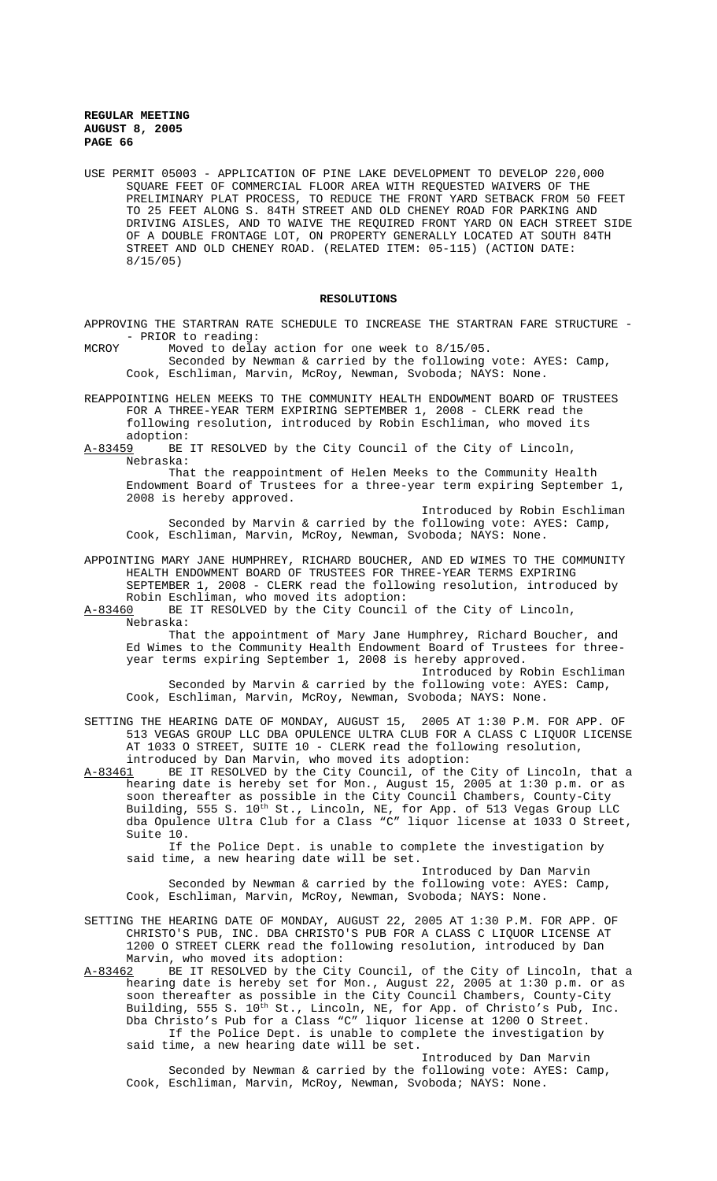USE PERMIT 05003 - APPLICATION OF PINE LAKE DEVELOPMENT TO DEVELOP 220,000 SQUARE FEET OF COMMERCIAL FLOOR AREA WITH REQUESTED WAIVERS OF THE PRELIMINARY PLAT PROCESS, TO REDUCE THE FRONT YARD SETBACK FROM 50 FEET TO 25 FEET ALONG S. 84TH STREET AND OLD CHENEY ROAD FOR PARKING AND DRIVING AISLES, AND TO WAIVE THE REQUIRED FRONT YARD ON EACH STREET SIDE OF A DOUBLE FRONTAGE LOT, ON PROPERTY GENERALLY LOCATED AT SOUTH 84TH STREET AND OLD CHENEY ROAD. (RELATED ITEM: 05-115) (ACTION DATE: 8/15/05)

## RESOLUTIONS

APPROVING THE STARTRAN RATE SCHEDULE TO INCREASE THE STARTRAN FARE STRUCTURE - - PRIOR to reading:

MCROY Moved to delay action for one week to 8/15/05.

Seconded by Newman & carried by the following vote: AYES: Camp, Cook, Eschliman, Marvin, McRoy, Newman, Svoboda; NAYS: None.

REAPPOINTING HELEN MEEKS TO THE COMMUNITY HEALTH ENDOWMENT BOARD OF TRUSTEES FOR A THREE-YEAR TERM EXPIRING SEPTEMBER 1, 2008 - CLERK read the following resolution, introduced by Robin Eschliman, who moved its adoption:

A-83459 BE IT RESOLVED by the City Council of the City of Lincoln, Nebraska:

That the reappointment of Helen Meeks to the Community Health Endowment Board of Trustees for a three-year term expiring September 1, 2008 is hereby approved.

Introduced by Robin Eschliman

Seconded by Marvin & carried by the following vote: AYES: Camp, Cook, Eschliman, Marvin, McRoy, Newman, Svoboda; NAYS: None.

APPOINTING MARY JANE HUMPHREY, RICHARD BOUCHER, AND ED WIMES TO THE COMMUNITY HEALTH ENDOWMENT BOARD OF TRUSTEES FOR THREE-YEAR TERMS EXPIRING SEPTEMBER 1, 2008 - CLERK read the following resolution, introduced by Robin Eschliman, who moved its adoption:

A-83460 BE IT RESOLVED by the City Council of the City of Lincoln, Nebraska:

That the appointment of Mary Jane Humphrey, Richard Boucher, and Ed Wimes to the Community Health Endowment Board of Trustees for three-year terms expiring September 1, 2008 is hereby approved.

Introduced by Robin Eschliman

Seconded by Marvin & carried by the following vote: AYES: Camp, Cook, Eschliman, Marvin, McRoy, Newman, Svoboda; NAYS: None.

SETTING THE HEARING DATE OF MONDAY, AUGUST 15, 2005 AT 1:30 P.M. FOR APP. OF 513 VEGAS GROUP LLC DBA OPULENCE ULTRA CLUB FOR A CLASS C LIQUOR LICENSE AT 1033 O STREET, SUITE 10 - CLERK read the following resolution, introduced by Dan Marvin, who moved its adoption:

A-83461 BE IT RESOLVED by the City Council, of the City of Lincoln, that a hearing date is hereby set for Mon., August 15, 2005 at 1:30 p.m. or as soon thereafter as possible in the City Council Chambers, County-City Building, 555 S. 10th St., Lincoln, NE, for App. of 513 Vegas Group LLC dba Opulence Ultra Club for a Class "C" liquor license at 1033 O Street, Suite 10.

If the Police Dept. is unable to complete the investigation by said time, a new hearing date will be set.

Introduced by Dan Marvin

Seconded by Newman & carried by the following vote: AYES: Camp, Cook, Eschliman, Marvin, McRoy, Newman, Svoboda; NAYS: None.

SETTING THE HEARING DATE OF MONDAY, AUGUST 22, 2005 AT 1:30 P.M. FOR APP. OF CHRISTO'S PUB, INC. DBA CHRISTO'S PUB FOR A CLASS C LIQUOR LICENSE AT 1200 O STREET CLERK read the following resolution, introduced by Dan Marvin, who moved its adoption:

A-83462 BE IT RESOLVED by the City Council, of the City of Lincoln, that a hearing date is hereby set for Mon., August 22, 2005 at 1:30 p.m. or as soon thereafter as possible in the City Council Chambers, County-City Building, 555 S. 10th St., Lincoln, NE, for App. of Christo's Pub, Inc. Dba Christo's Pub for a Class "C" liquor license at 1200 O Street.

If the Police Dept. is unable to complete the investigation by said time, a new hearing date will be set.

Introduced by Dan Marvin

Seconded by Newman & carried by the following vote: AYES: Camp, Cook, Eschliman, Marvin, McRoy, Newman, Svoboda; NAYS: None.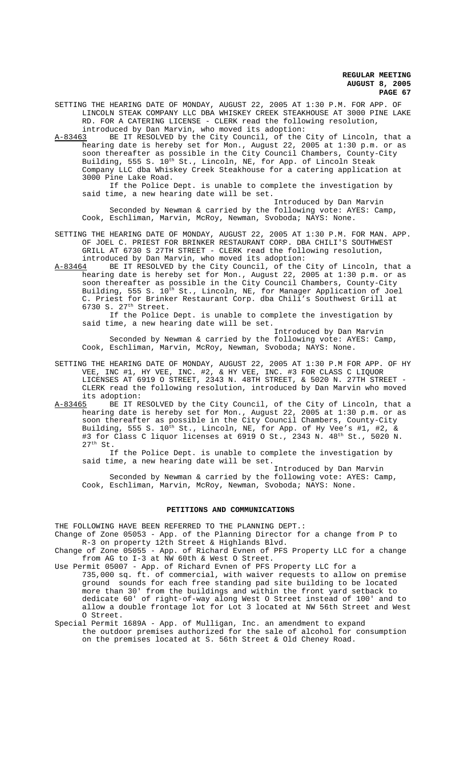SETTING THE HEARING DATE OF MONDAY, AUGUST 22, 2005 AT 1:30 P.M. FOR APP. OF LINCOLN STEAK COMPANY LLC DBA WHISKEY CREEK STEAKHOUSE AT 3000 PINE LAKE RD. FOR A CATERING LICENSE - CLERK read the following resolution, introduced by Dan Marvin, who moved its adoption:

A-83463 BE IT RESOLVED by the City Council, of the City of Lincoln, that a hearing date is hereby set for Mon., August 22, 2005 at 1:30 p.m. or as soon thereafter as possible in the City Council Chambers, County-City Building, 555 S. 10th St., Lincoln, NE, for App. of Lincoln Steak Company LLC dba Whiskey Creek Steakhouse for a catering application at 3000 Pine Lake Road.

If the Police Dept. is unable to complete the investigation by said time, a new hearing date will be set.

Introduced by Dan Marvin

Seconded by Newman & carried by the following vote: AYES: Camp, Cook, Eschliman, Marvin, McRoy, Newman, Svoboda; NAYS: None.

SETTING THE HEARING DATE OF MONDAY, AUGUST 22, 2005 AT 1:30 P.M. FOR MAN. APP. OF JOEL C. PRIEST FOR BRINKER RESTAURANT CORP. DBA CHILI'S SOUTHWEST GRILL AT 6730 S 27TH STREET - CLERK read the following resolution, introduced by Dan Marvin, who moved its adoption:

A-83464 BE IT RESOLVED by the City Council, of the City of Lincoln, that a hearing date is hereby set for Mon., August 22, 2005 at 1:30 p.m. or as soon thereafter as possible in the City Council Chambers, County-City Building, 555 S. 10th St., Lincoln, NE, for Manager Application of Joel C. Priest for Brinker Restaurant Corp. dba Chili's Southwest Grill at 6730 S. 27th Street.

If the Police Dept. is unable to complete the investigation by said time, a new hearing date will be set.

Introduced by Dan Marvin

Seconded by Newman & carried by the following vote: AYES: Camp, Cook, Eschliman, Marvin, McRoy, Newman, Svoboda; NAYS: None.

SETTING THE HEARING DATE OF MONDAY, AUGUST 22, 2005 AT 1:30 P.M FOR APP. OF HY VEE, INC #1, HY VEE, INC. #2, & HY VEE, INC. #3 FOR CLASS C LIQUOR LICENSES AT 6919 O STREET, 2343 N. 48TH STREET, & 5020 N. 27TH STREET - CLERK read the following resolution, introduced by Dan Marvin who moved its adoption:

A-83465 BE IT RESOLVED by the City Council, of the City of Lincoln, that a hearing date is hereby set for Mon., August 22, 2005 at 1:30 p.m. or as soon thereafter as possible in the City Council Chambers, County-City Building, 555 S. 10th St., Lincoln, NE, for App. of Hy Vee's #1, #2, & #3 for Class C liquor licenses at 6919 O St., 2343 N. 48th St., 5020 N. 27th St.

If the Police Dept. is unable to complete the investigation by said time, a new hearing date will be set.

Introduced by Dan Marvin

Seconded by Newman & carried by the following vote: AYES: Camp, Cook, Eschliman, Marvin, McRoy, Newman, Svoboda; NAYS: None.

## PETITIONS AND COMMUNICATIONS

THE FOLLOWING HAVE BEEN REFERRED TO THE PLANNING DEPT.:

Change of Zone 05053 - App. of the Planning Director for a change from P to R-3 on property 12th Street & Highlands Blvd.

Change of Zone 05055 - App. of Richard Evnen of PFS Property LLC for a change from AG to I-3 at NW 60th & West O Street.

Use Permit 05007 - App. of Richard Evnen of PFS Property LLC for a 735,000 sq. ft. of commercial, with waiver requests to allow on premise ground sounds for each free standing pad site building to be located more than 30' from the buildings and within the front yard setback to dedicate 60' of right-of-way along West O Street instead of 100' and to allow a double frontage lot for Lot 3 located at NW 56th Street and West O Street.

Special Permit 1689A - App. of Mulligan, Inc. an amendment to expand the outdoor premises authorized for the sale of alcohol for consumption on the premises located at S. 56th Street & Old Cheney Road.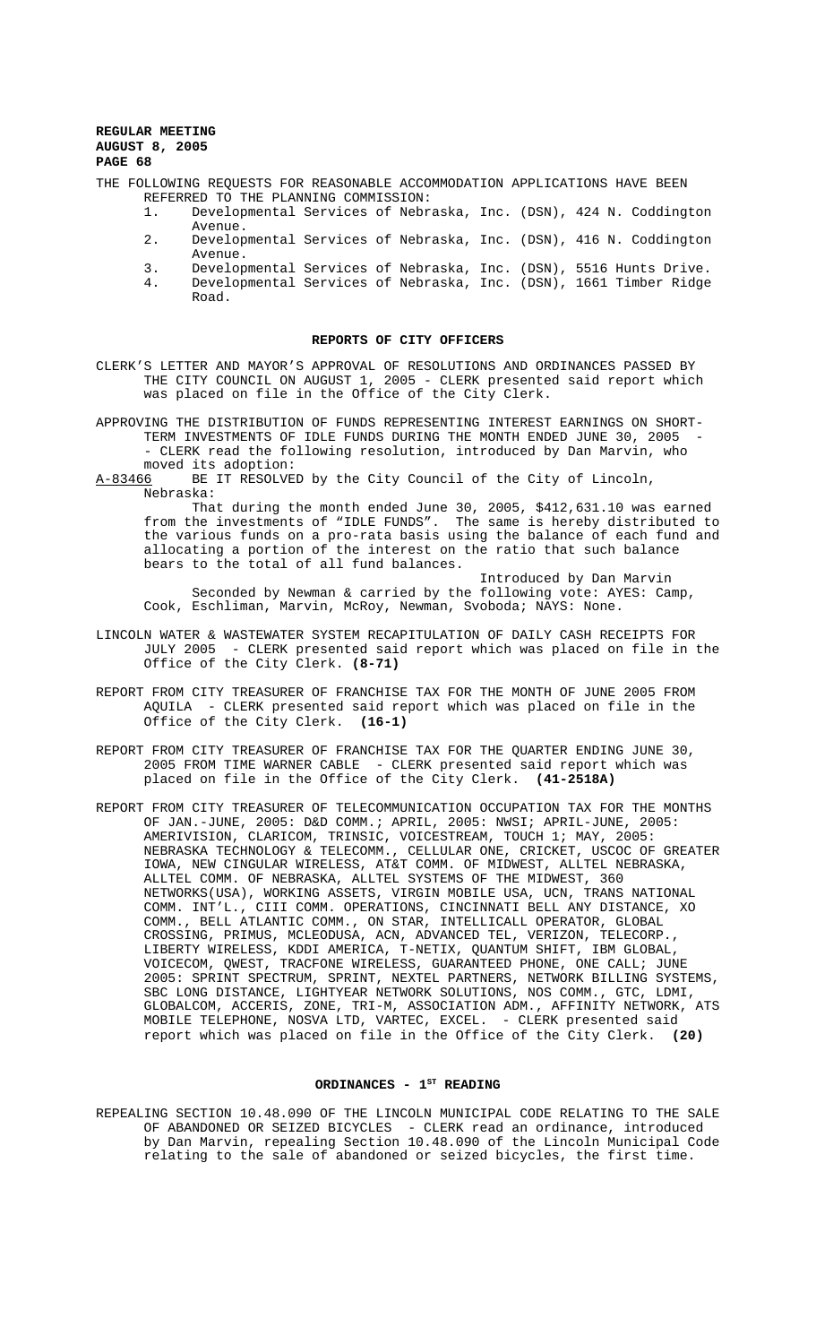THE FOLLOWING REQUESTS FOR REASONABLE ACCOMMODATION APPLICATIONS HAVE BEEN REFERRED TO THE PLANNING COMMISSION:

1. Developmental Services of Nebraska, Inc. (DSN), 424 N. Coddington Avenue.
2. Developmental Services of Nebraska, Inc. (DSN), 416 N. Coddington Avenue.
3. Developmental Services of Nebraska, Inc. (DSN), 5516 Hunts Drive.
4. Developmental Services of Nebraska, Inc. (DSN), 1661 Timber Ridge Road.

## REPORTS OF CITY OFFICERS

CLERK'S LETTER AND MAYOR'S APPROVAL OF RESOLUTIONS AND ORDINANCES PASSED BY THE CITY COUNCIL ON AUGUST 1, 2005 - CLERK presented said report which was placed on file in the Office of the City Clerk.

APPROVING THE DISTRIBUTION OF FUNDS REPRESENTING INTEREST EARNINGS ON SHORT-TERM INVESTMENTS OF IDLE FUNDS DURING THE MONTH ENDED JUNE 30, 2005 - - CLERK read the following resolution, introduced by Dan Marvin, who moved its adoption:

A-83466 BE IT RESOLVED by the City Council of the City of Lincoln, Nebraska:

That during the month ended June 30, 2005, $412,631.10 was earned from the investments of "IDLE FUNDS". The same is hereby distributed to the various funds on a pro-rata basis using the balance of each fund and allocating a portion of the interest on the ratio that such balance bears to the total of all fund balances.

Introduced by Dan Marvin

Seconded by Newman & carried by the following vote: AYES: Camp, Cook, Eschliman, Marvin, McRoy, Newman, Svoboda; NAYS: None.

LINCOLN WATER & WASTEWATER SYSTEM RECAPITULATION OF DAILY CASH RECEIPTS FOR JULY 2005 - CLERK presented said report which was placed on file in the Office of the City Clerk. **(8-71)**

REPORT FROM CITY TREASURER OF FRANCHISE TAX FOR THE MONTH OF JUNE 2005 FROM AQUILA - CLERK presented said report which was placed on file in the Office of the City Clerk. **(16-1)**

REPORT FROM CITY TREASURER OF FRANCHISE TAX FOR THE QUARTER ENDING JUNE 30, 2005 FROM TIME WARNER CABLE - CLERK presented said report which was placed on file in the Office of the City Clerk. **(41-2518A)**

REPORT FROM CITY TREASURER OF TELECOMMUNICATION OCCUPATION TAX FOR THE MONTHS OF JAN.-JUNE, 2005: D&D COMM.; APRIL, 2005: NWSI; APRIL-JUNE, 2005: AMERIVISION, CLARICOM, TRINSIC, VOICESTREAM, TOUCH 1; MAY, 2005: NEBRASKA TECHNOLOGY & TELECOMM., CELLULAR ONE, CRICKET, USCOC OF GREATER IOWA, NEW CINGULAR WIRELESS, AT&T COMM. OF MIDWEST, ALLTEL NEBRASKA, ALLTEL COMM. OF NEBRASKA, ALLTEL SYSTEMS OF THE MIDWEST, 360 NETWORKS(USA), WORKING ASSETS, VIRGIN MOBILE USA, UCN, TRANS NATIONAL COMM. INT'L., CIII COMM. OPERATIONS, CINCINNATI BELL ANY DISTANCE, XO COMM., BELL ATLANTIC COMM., ON STAR, INTELLICALL OPERATOR, GLOBAL CROSSING, PRIMUS, MCLEODUSA, ACN, ADVANCED TEL, VERIZON, TELECORP., LIBERTY WIRELESS, KDDI AMERICA, T-NETIX, QUANTUM SHIFT, IBM GLOBAL, VOICECOM, QWEST, TRACFONE WIRELESS, GUARANTEED PHONE, ONE CALL; JUNE 2005: SPRINT SPECTRUM, SPRINT, NEXTEL PARTNERS, NETWORK BILLING SYSTEMS, SBC LONG DISTANCE, LIGHTYEAR NETWORK SOLUTIONS, NOS COMM., GTC, LDMI, GLOBALCOM, ACCERIS, ZONE, TRI-M, ASSOCIATION ADM., AFFINITY NETWORK, ATS MOBILE TELEPHONE, NOSVA LTD, VARTEC, EXCEL. - CLERK presented said report which was placed on file in the Office of the City Clerk. **(20)**

## ORDINANCES - 1ST READING

REPEALING SECTION 10.48.090 OF THE LINCOLN MUNICIPAL CODE RELATING TO THE SALE OF ABANDONED OR SEIZED BICYCLES - CLERK read an ordinance, introduced by Dan Marvin, repealing Section 10.48.090 of the Lincoln Municipal Code relating to the sale of abandoned or seized bicycles, the first time.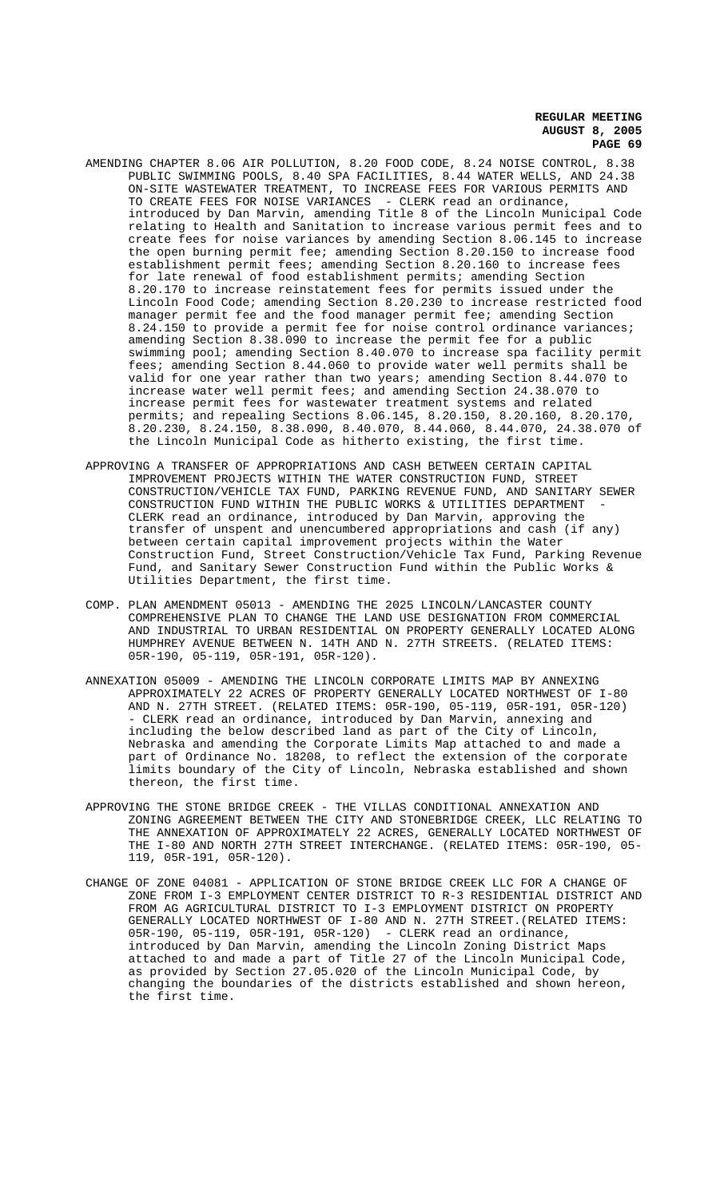AMENDING CHAPTER 8.06 AIR POLLUTION, 8.20 FOOD CODE, 8.24 NOISE CONTROL, 8.38 PUBLIC SWIMMING POOLS, 8.40 SPA FACILITIES, 8.44 WATER WELLS, AND 24.38 ON-SITE WASTEWATER TREATMENT, TO INCREASE FEES FOR VARIOUS PERMITS AND TO CREATE FEES FOR NOISE VARIANCES - CLERK read an ordinance, introduced by Dan Marvin, amending Title 8 of the Lincoln Municipal Code relating to Health and Sanitation to increase various permit fees and to create fees for noise variances by amending Section 8.06.145 to increase the open burning permit fee; amending Section 8.20.150 to increase food establishment permit fees; amending Section 8.20.160 to increase fees for late renewal of food establishment permits; amending Section 8.20.170 to increase reinstatement fees for permits issued under the Lincoln Food Code; amending Section 8.20.230 to increase restricted food manager permit fee and the food manager permit fee; amending Section 8.24.150 to provide a permit fee for noise control ordinance variances; amending Section 8.38.090 to increase the permit fee for a public swimming pool; amending Section 8.40.070 to increase spa facility permit fees; amending Section 8.44.060 to provide water well permits shall be valid for one year rather than two years; amending Section 8.44.070 to increase water well permit fees; and amending Section 24.38.070 to increase permit fees for wastewater treatment systems and related permits; and repealing Sections 8.06.145, 8.20.150, 8.20.160, 8.20.170, 8.20.230, 8.24.150, 8.38.090, 8.40.070, 8.44.060, 8.44.070, 24.38.070 of the Lincoln Municipal Code as hitherto existing, the first time.

APPROVING A TRANSFER OF APPROPRIATIONS AND CASH BETWEEN CERTAIN CAPITAL IMPROVEMENT PROJECTS WITHIN THE WATER CONSTRUCTION FUND, STREET CONSTRUCTION/VEHICLE TAX FUND, PARKING REVENUE FUND, AND SANITARY SEWER CONSTRUCTION FUND WITHIN THE PUBLIC WORKS & UTILITIES DEPARTMENT - CLERK read an ordinance, introduced by Dan Marvin, approving the transfer of unspent and unencumbered appropriations and cash (if any) between certain capital improvement projects within the Water Construction Fund, Street Construction/Vehicle Tax Fund, Parking Revenue Fund, and Sanitary Sewer Construction Fund within the Public Works & Utilities Department, the first time.

COMP. PLAN AMENDMENT 05013 - AMENDING THE 2025 LINCOLN/LANCASTER COUNTY COMPREHENSIVE PLAN TO CHANGE THE LAND USE DESIGNATION FROM COMMERCIAL AND INDUSTRIAL TO URBAN RESIDENTIAL ON PROPERTY GENERALLY LOCATED ALONG HUMPHREY AVENUE BETWEEN N. 14TH AND N. 27TH STREETS. (RELATED ITEMS: 05R-190, 05-119, 05R-191, 05R-120).

ANNEXATION 05009 - AMENDING THE LINCOLN CORPORATE LIMITS MAP BY ANNEXING APPROXIMATELY 22 ACRES OF PROPERTY GENERALLY LOCATED NORTHWEST OF I-80 AND N. 27TH STREET. (RELATED ITEMS: 05R-190, 05-119, 05R-191, 05R-120) - CLERK read an ordinance, introduced by Dan Marvin, annexing and including the below described land as part of the City of Lincoln, Nebraska and amending the Corporate Limits Map attached to and made a part of Ordinance No. 18208, to reflect the extension of the corporate limits boundary of the City of Lincoln, Nebraska established and shown thereon, the first time.

APPROVING THE STONE BRIDGE CREEK - THE VILLAS CONDITIONAL ANNEXATION AND ZONING AGREEMENT BETWEEN THE CITY AND STONEBRIDGE CREEK, LLC RELATING TO THE ANNEXATION OF APPROXIMATELY 22 ACRES, GENERALLY LOCATED NORTHWEST OF THE I-80 AND NORTH 27TH STREET INTERCHANGE. (RELATED ITEMS: 05R-190, 05-119, 05R-191, 05R-120).

CHANGE OF ZONE 04081 - APPLICATION OF STONE BRIDGE CREEK LLC FOR A CHANGE OF ZONE FROM I-3 EMPLOYMENT CENTER DISTRICT TO R-3 RESIDENTIAL DISTRICT AND FROM AG AGRICULTURAL DISTRICT TO I-3 EMPLOYMENT DISTRICT ON PROPERTY GENERALLY LOCATED NORTHWEST OF I-80 AND N. 27TH STREET.(RELATED ITEMS: 05R-190, 05-119, 05R-191, 05R-120) - CLERK read an ordinance, introduced by Dan Marvin, amending the Lincoln Zoning District Maps attached to and made a part of Title 27 of the Lincoln Municipal Code, as provided by Section 27.05.020 of the Lincoln Municipal Code, by changing the boundaries of the districts established and shown hereon, the first time.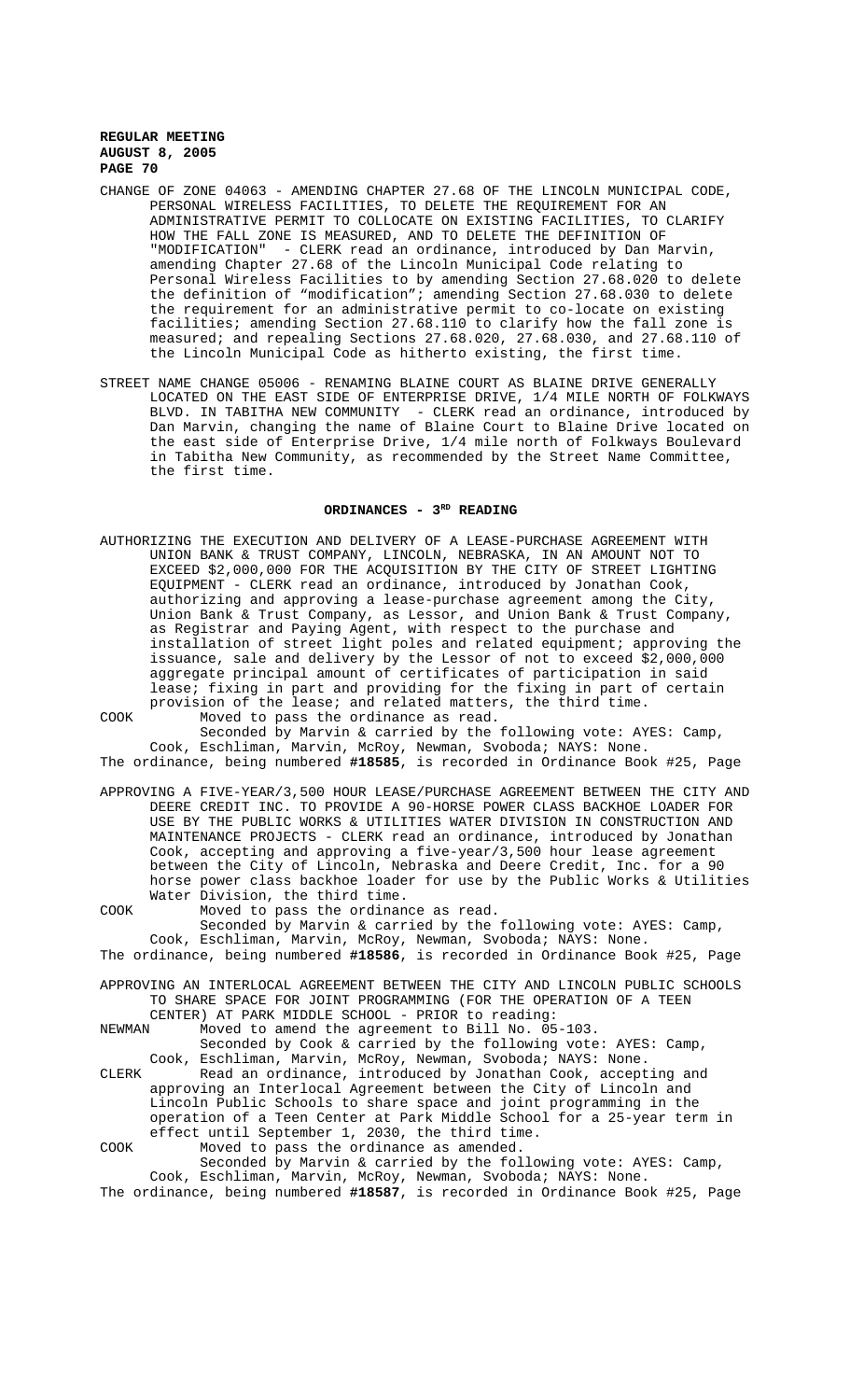CHANGE OF ZONE 04063 - AMENDING CHAPTER 27.68 OF THE LINCOLN MUNICIPAL CODE, PERSONAL WIRELESS FACILITIES, TO DELETE THE REQUIREMENT FOR AN ADMINISTRATIVE PERMIT TO COLLOCATE ON EXISTING FACILITIES, TO CLARIFY HOW THE FALL ZONE IS MEASURED, AND TO DELETE THE DEFINITION OF "MODIFICATION" - CLERK read an ordinance, introduced by Dan Marvin, amending Chapter 27.68 of the Lincoln Municipal Code relating to Personal Wireless Facilities to by amending Section 27.68.020 to delete the definition of "modification"; amending Section 27.68.030 to delete the requirement for an administrative permit to co-locate on existing facilities; amending Section 27.68.110 to clarify how the fall zone is measured; and repealing Sections 27.68.020, 27.68.030, and 27.68.110 of the Lincoln Municipal Code as hitherto existing, the first time.

STREET NAME CHANGE 05006 - RENAMING BLAINE COURT AS BLAINE DRIVE GENERALLY LOCATED ON THE EAST SIDE OF ENTERPRISE DRIVE, 1/4 MILE NORTH OF FOLKWAYS BLVD. IN TABITHA NEW COMMUNITY - CLERK read an ordinance, introduced by Dan Marvin, changing the name of Blaine Court to Blaine Drive located on the east side of Enterprise Drive, 1/4 mile north of Folkways Boulevard in Tabitha New Community, as recommended by the Street Name Committee, the first time.

## ORDINANCES - 3RD READING

AUTHORIZING THE EXECUTION AND DELIVERY OF A LEASE-PURCHASE AGREEMENT WITH UNION BANK & TRUST COMPANY, LINCOLN, NEBRASKA, IN AN AMOUNT NOT TO EXCEED $2,000,000 FOR THE ACQUISITION BY THE CITY OF STREET LIGHTING EQUIPMENT - CLERK read an ordinance, introduced by Jonathan Cook, authorizing and approving a lease-purchase agreement among the City, Union Bank & Trust Company, as Lessor, and Union Bank & Trust Company, as Registrar and Paying Agent, with respect to the purchase and installation of street light poles and related equipment; approving the issuance, sale and delivery by the Lessor of not to exceed $2,000,000 aggregate principal amount of certificates of participation in said lease; fixing in part and providing for the fixing in part of certain provision of the lease; and related matters, the third time.

COOK Moved to pass the ordinance as read.

Seconded by Marvin & carried by the following vote: AYES: Camp, Cook, Eschliman, Marvin, McRoy, Newman, Svoboda; NAYS: None.

The ordinance, being numbered **#18585**, is recorded in Ordinance Book #25, Page

APPROVING A FIVE-YEAR/3,500 HOUR LEASE/PURCHASE AGREEMENT BETWEEN THE CITY AND DEERE CREDIT INC. TO PROVIDE A 90-HORSE POWER CLASS BACKHOE LOADER FOR USE BY THE PUBLIC WORKS & UTILITIES WATER DIVISION IN CONSTRUCTION AND MAINTENANCE PROJECTS - CLERK read an ordinance, introduced by Jonathan Cook, accepting and approving a five-year/3,500 hour lease agreement between the City of Lincoln, Nebraska and Deere Credit, Inc. for a 90 horse power class backhoe loader for use by the Public Works & Utilities Water Division, the third time.

COOK Moved to pass the ordinance as read.

Seconded by Marvin & carried by the following vote: AYES: Camp, Cook, Eschliman, Marvin, McRoy, Newman, Svoboda; NAYS: None.

The ordinance, being numbered **#18586**, is recorded in Ordinance Book #25, Page

APPROVING AN INTERLOCAL AGREEMENT BETWEEN THE CITY AND LINCOLN PUBLIC SCHOOLS TO SHARE SPACE FOR JOINT PROGRAMMING (FOR THE OPERATION OF A TEEN CENTER) AT PARK MIDDLE SCHOOL - PRIOR to reading:

NEWMAN Moved to amend the agreement to Bill No. 05-103.

Seconded by Cook & carried by the following vote: AYES: Camp, Cook, Eschliman, Marvin, McRoy, Newman, Svoboda; NAYS: None.

CLERK Read an ordinance, introduced by Jonathan Cook, accepting and approving an Interlocal Agreement between the City of Lincoln and Lincoln Public Schools to share space and joint programming in the operation of a Teen Center at Park Middle School for a 25-year term in effect until September 1, 2030, the third time.

COOK Moved to pass the ordinance as amended.

Seconded by Marvin & carried by the following vote: AYES: Camp, Cook, Eschliman, Marvin, McRoy, Newman, Svoboda; NAYS: None.

The ordinance, being numbered **#18587**, is recorded in Ordinance Book #25, Page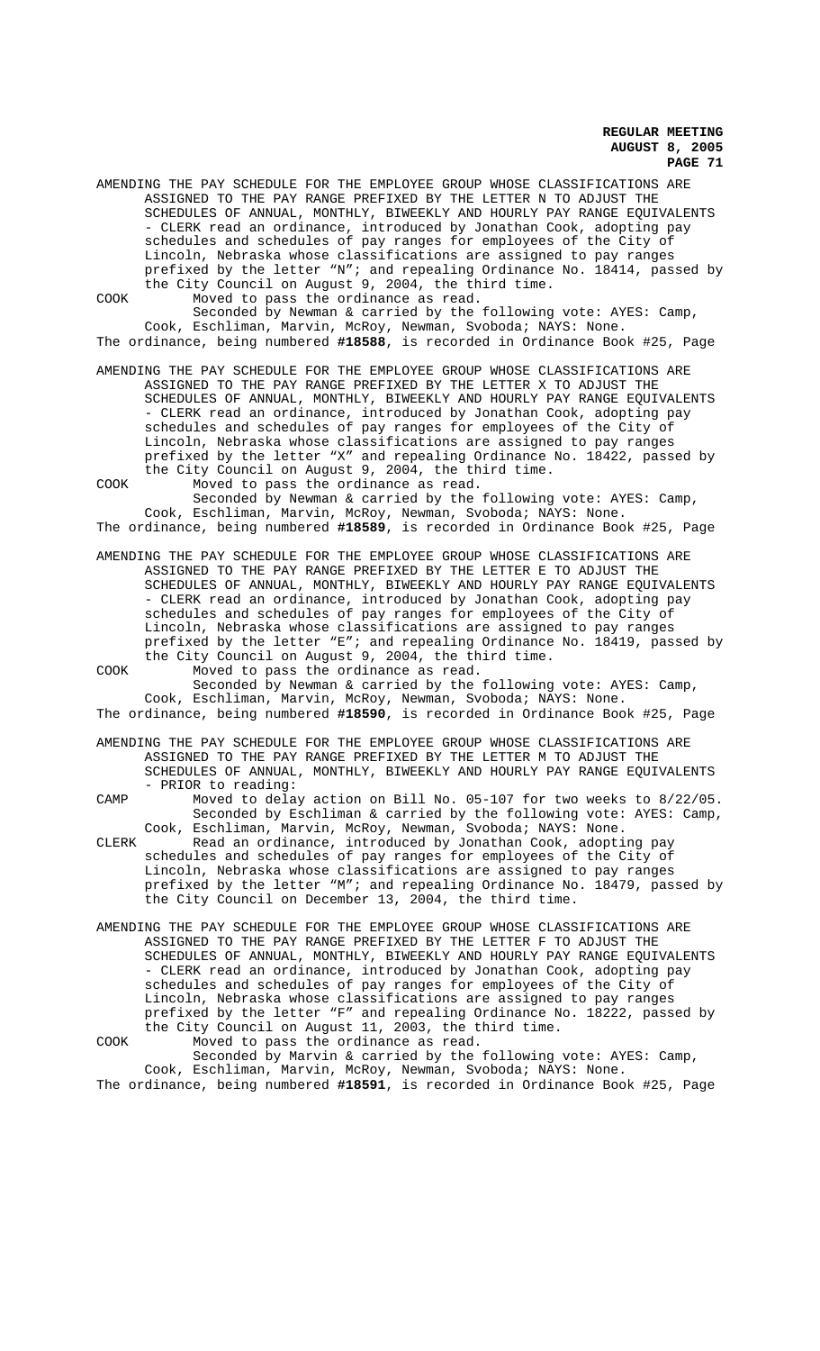AMENDING THE PAY SCHEDULE FOR THE EMPLOYEE GROUP WHOSE CLASSIFICATIONS ARE ASSIGNED TO THE PAY RANGE PREFIXED BY THE LETTER N TO ADJUST THE SCHEDULES OF ANNUAL, MONTHLY, BIWEEKLY AND HOURLY PAY RANGE EQUIVALENTS - CLERK read an ordinance, introduced by Jonathan Cook, adopting pay schedules and schedules of pay ranges for employees of the City of Lincoln, Nebraska whose classifications are assigned to pay ranges prefixed by the letter "N"; and repealing Ordinance No. 18414, passed by the City Council on August 9, 2004, the third time.

COOK Moved to pass the ordinance as read.

Seconded by Newman & carried by the following vote: AYES: Camp, Cook, Eschliman, Marvin, McRoy, Newman, Svoboda; NAYS: None.

The ordinance, being numbered **#18588**, is recorded in Ordinance Book #25, Page

AMENDING THE PAY SCHEDULE FOR THE EMPLOYEE GROUP WHOSE CLASSIFICATIONS ARE ASSIGNED TO THE PAY RANGE PREFIXED BY THE LETTER X TO ADJUST THE SCHEDULES OF ANNUAL, MONTHLY, BIWEEKLY AND HOURLY PAY RANGE EQUIVALENTS - CLERK read an ordinance, introduced by Jonathan Cook, adopting pay schedules and schedules of pay ranges for employees of the City of Lincoln, Nebraska whose classifications are assigned to pay ranges prefixed by the letter "X" and repealing Ordinance No. 18422, passed by the City Council on August 9, 2004, the third time.

COOK Moved to pass the ordinance as read.

Seconded by Newman & carried by the following vote: AYES: Camp, Cook, Eschliman, Marvin, McRoy, Newman, Svoboda; NAYS: None.

The ordinance, being numbered **#18589**, is recorded in Ordinance Book #25, Page

AMENDING THE PAY SCHEDULE FOR THE EMPLOYEE GROUP WHOSE CLASSIFICATIONS ARE ASSIGNED TO THE PAY RANGE PREFIXED BY THE LETTER E TO ADJUST THE SCHEDULES OF ANNUAL, MONTHLY, BIWEEKLY AND HOURLY PAY RANGE EQUIVALENTS - CLERK read an ordinance, introduced by Jonathan Cook, adopting pay schedules and schedules of pay ranges for employees of the City of Lincoln, Nebraska whose classifications are assigned to pay ranges prefixed by the letter "E"; and repealing Ordinance No. 18419, passed by the City Council on August 9, 2004, the third time.

COOK Moved to pass the ordinance as read.

Seconded by Newman & carried by the following vote: AYES: Camp, Cook, Eschliman, Marvin, McRoy, Newman, Svoboda; NAYS: None.

The ordinance, being numbered **#18590**, is recorded in Ordinance Book #25, Page

AMENDING THE PAY SCHEDULE FOR THE EMPLOYEE GROUP WHOSE CLASSIFICATIONS ARE ASSIGNED TO THE PAY RANGE PREFIXED BY THE LETTER M TO ADJUST THE SCHEDULES OF ANNUAL, MONTHLY, BIWEEKLY AND HOURLY PAY RANGE EQUIVALENTS - PRIOR to reading:

CAMP Moved to delay action on Bill No. 05-107 for two weeks to 8/22/05.

Seconded by Eschliman & carried by the following vote: AYES: Camp, Cook, Eschliman, Marvin, McRoy, Newman, Svoboda; NAYS: None.

CLERK Read an ordinance, introduced by Jonathan Cook, adopting pay schedules and schedules of pay ranges for employees of the City of Lincoln, Nebraska whose classifications are assigned to pay ranges prefixed by the letter "M"; and repealing Ordinance No. 18479, passed by the City Council on December 13, 2004, the third time.

AMENDING THE PAY SCHEDULE FOR THE EMPLOYEE GROUP WHOSE CLASSIFICATIONS ARE ASSIGNED TO THE PAY RANGE PREFIXED BY THE LETTER F TO ADJUST THE SCHEDULES OF ANNUAL, MONTHLY, BIWEEKLY AND HOURLY PAY RANGE EQUIVALENTS - CLERK read an ordinance, introduced by Jonathan Cook, adopting pay schedules and schedules of pay ranges for employees of the City of Lincoln, Nebraska whose classifications are assigned to pay ranges prefixed by the letter "F" and repealing Ordinance No. 18222, passed by the City Council on August 11, 2003, the third time.

COOK Moved to pass the ordinance as read.

Seconded by Marvin & carried by the following vote: AYES: Camp, Cook, Eschliman, Marvin, McRoy, Newman, Svoboda; NAYS: None.

The ordinance, being numbered **#18591**, is recorded in Ordinance Book #25, Page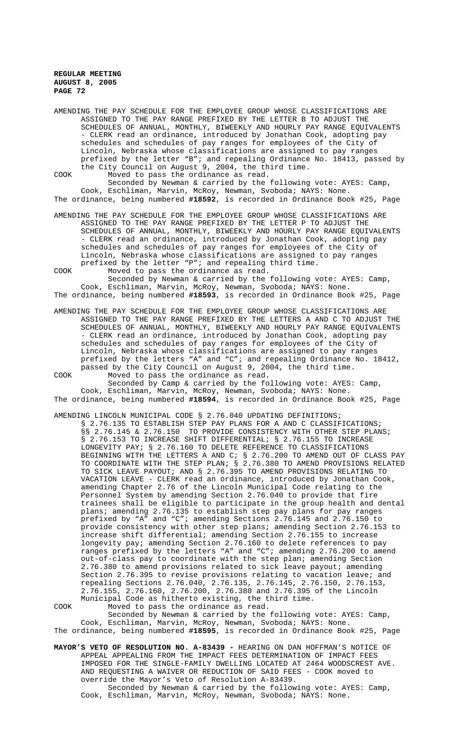AMENDING THE PAY SCHEDULE FOR THE EMPLOYEE GROUP WHOSE CLASSIFICATIONS ARE ASSIGNED TO THE PAY RANGE PREFIXED BY THE LETTER B TO ADJUST THE SCHEDULES OF ANNUAL, MONTHLY, BIWEEKLY AND HOURLY PAY RANGE EQUIVALENTS - CLERK read an ordinance, introduced by Jonathan Cook, adopting pay schedules and schedules of pay ranges for employees of the City of Lincoln, Nebraska whose classifications are assigned to pay ranges prefixed by the letter "B"; and repealing Ordinance No. 18413, passed by the City Council on August 9, 2004, the third time.

COOK Moved to pass the ordinance as read.

Seconded by Newman & carried by the following vote: AYES: Camp, Cook, Eschliman, Marvin, McRoy, Newman, Svoboda; NAYS: None.

The ordinance, being numbered **#18592**, is recorded in Ordinance Book #25, Page

AMENDING THE PAY SCHEDULE FOR THE EMPLOYEE GROUP WHOSE CLASSIFICATIONS ARE ASSIGNED TO THE PAY RANGE PREFIXED BY THE LETTER P TO ADJUST THE SCHEDULES OF ANNUAL, MONTHLY, BIWEEKLY AND HOURLY PAY RANGE EQUIVALENTS - CLERK read an ordinance, introduced by Jonathan Cook, adopting pay schedules and schedules of pay ranges for employees of the City of Lincoln, Nebraska whose classifications are assigned to pay ranges prefixed by the letter "P"; and repealing third time.

COOK Moved to pass the ordinance as read.

Seconded by Newman & carried by the following vote: AYES: Camp, Cook, Eschliman, Marvin, McRoy, Newman, Svoboda; NAYS: None.

The ordinance, being numbered **#18593**, is recorded in Ordinance Book #25, Page

AMENDING THE PAY SCHEDULE FOR THE EMPLOYEE GROUP WHOSE CLASSIFICATIONS ARE ASSIGNED TO THE PAY RANGE PREFIXED BY THE LETTERS A AND C TO ADJUST THE SCHEDULES OF ANNUAL, MONTHLY, BIWEEKLY AND HOURLY PAY RANGE EQUIVALENTS - CLERK read an ordinance, introduced by Jonathan Cook, adopting pay schedules and schedules of pay ranges for employees of the City of Lincoln, Nebraska whose classifications are assigned to pay ranges prefixed by the letters "A" and "C"; and repealing Ordinance No. 18412, passed by the City Council on August 9, 2004, the third time.

COOK Moved to pass the ordinance as read.

Seconded by Camp & carried by the following vote: AYES: Camp, Cook, Eschliman, Marvin, McRoy, Newman, Svoboda; NAYS: None.

The ordinance, being numbered **#18594**, is recorded in Ordinance Book #25, Page

AMENDING LINCOLN MUNICIPAL CODE § 2.76.040 UPDATING DEFINITIONS; § 2.76.135 TO ESTABLISH STEP PAY PLANS FOR A AND C CLASSIFICATIONS; §§ 2.76.145 & 2.76.150 TO PROVIDE CONSISTENCY WITH OTHER STEP PLANS; § 2.76.153 TO INCREASE SHIFT DIFFERENTIAL; § 2.76.155 TO INCREASE LONGEVITY PAY; § 2.76.160 TO DELETE REFERENCE TO CLASSIFICATIONS BEGINNING WITH THE LETTERS A AND C; § 2.76.200 TO AMEND OUT OF CLASS PAY TO COORDINATE WITH THE STEP PLAN; § 2.76.380 TO AMEND PROVISIONS RELATED TO SICK LEAVE PAYOUT; AND § 2.76.395 TO AMEND PROVISIONS RELATING TO VACATION LEAVE - CLERK read an ordinance, introduced by Jonathan Cook, amending Chapter 2.76 of the Lincoln Municipal Code relating to the Personnel System by amending Section 2.76.040 to provide that fire trainees shall be eligible to participate in the group health and dental plans; amending 2.76.135 to establish step pay plans for pay ranges prefixed by "A" and "C"; amending Sections 2.76.145 and 2.76.150 to provide consistency with other step plans; amending Section 2.76.153 to increase shift differential; amending Section 2.76.155 to increase longevity pay; amending Section 2.76.160 to delete references to pay ranges prefixed by the letters "A" and "C"; amending 2.76.200 to amend out-of-class pay to coordinate with the step plan; amending Section 2.76.380 to amend provisions related to sick leave payout; amending Section 2.76.395 to revise provisions relating to vacation leave; and repealing Sections 2.76.040, 2.76.135, 2.76.145, 2.76.150, 2.76.153, 2.76.155, 2.76.160, 2.76.200, 2.76.380 and 2.76.395 of the Lincoln Municipal Code as hitherto existing, the third time.

COOK Moved to pass the ordinance as read.

Seconded by Newman & carried by the following vote: AYES: Camp, Cook, Eschliman, Marvin, McRoy, Newman, Svoboda; NAYS: None.

The ordinance, being numbered **#18595**, is recorded in Ordinance Book #25, Page

**MAYOR'S VETO OF RESOLUTION NO. A-83439 -** HEARING ON DAN HOFFMAN'S NOTICE OF APPEAL APPEALING FROM THE IMPACT FEES DETERMINATION OF IMPACT FEES IMPOSED FOR THE SINGLE-FAMILY DWELLING LOCATED AT 2464 WOODSCREST AVE. AND REQUESTING A WAIVER OR REDUCTION OF SAID FEES - COOK moved to override the Mayor's Veto of Resolution A-83439.

Seconded by Newman & carried by the following vote: AYES: Camp, Cook, Eschliman, Marvin, McRoy, Newman, Svoboda; NAYS: None.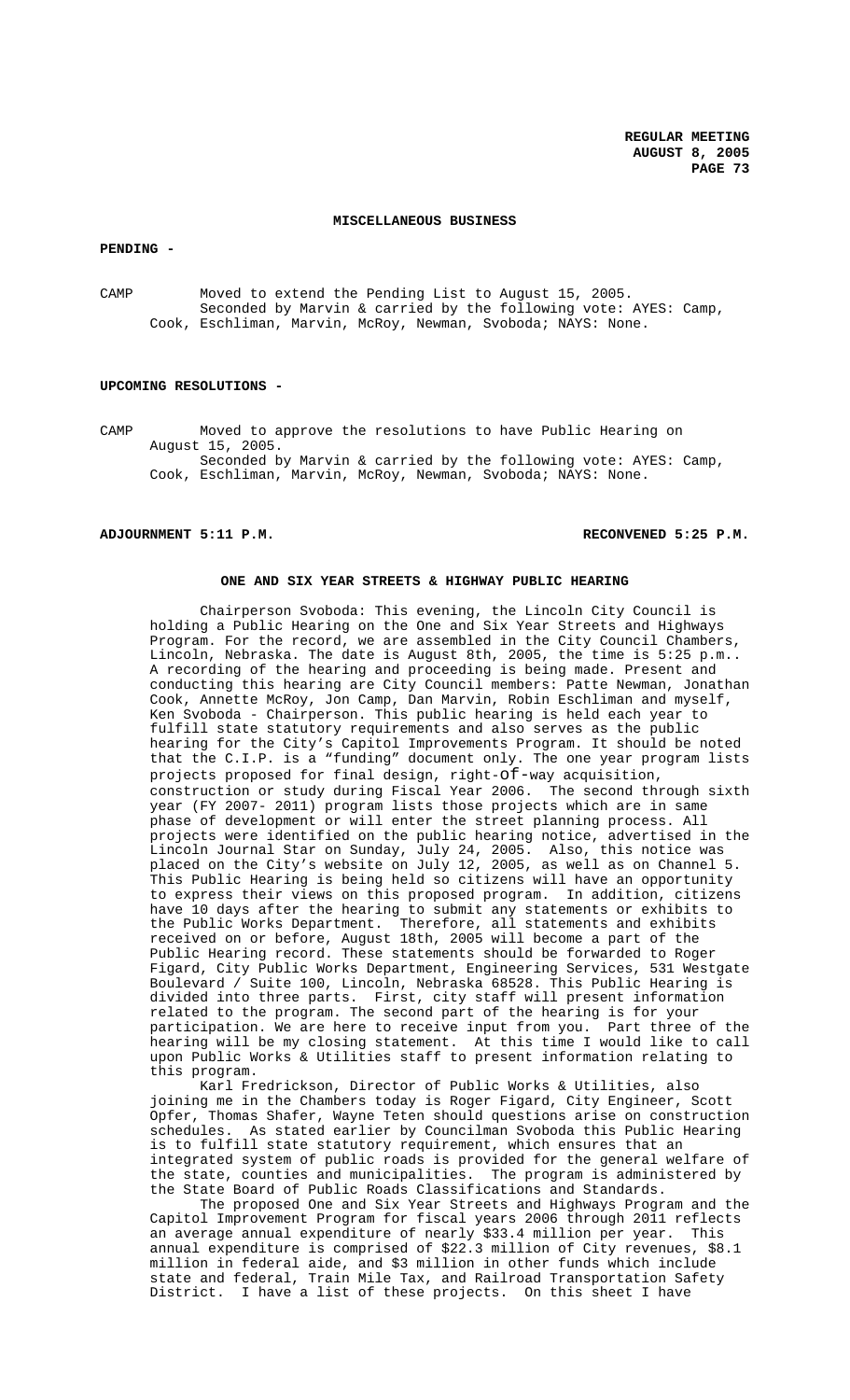## MISCELLANEOUS BUSINESS

**PENDING -**

CAMP Moved to extend the Pending List to August 15, 2005.
Seconded by Marvin & carried by the following vote: AYES: Camp, Cook, Eschliman, Marvin, McRoy, Newman, Svoboda; NAYS: None.

**UPCOMING RESOLUTIONS -**

CAMP Moved to approve the resolutions to have Public Hearing on August 15, 2005.
Seconded by Marvin & carried by the following vote: AYES: Camp, Cook, Eschliman, Marvin, McRoy, Newman, Svoboda; NAYS: None.

**ADJOURNMENT 5:11 P.M.** **RECONVENED 5:25 P.M.**

### ONE AND SIX YEAR STREETS & HIGHWAY PUBLIC HEARING

Chairperson Svoboda: This evening, the Lincoln City Council is holding a Public Hearing on the One and Six Year Streets and Highways Program. For the record, we are assembled in the City Council Chambers, Lincoln, Nebraska. The date is August 8th, 2005, the time is 5:25 p.m.. A recording of the hearing and proceeding is being made. Present and conducting this hearing are City Council members: Patte Newman, Jonathan Cook, Annette McRoy, Jon Camp, Dan Marvin, Robin Eschliman and myself, Ken Svoboda - Chairperson. This public hearing is held each year to fulfill state statutory requirements and also serves as the public hearing for the City's Capitol Improvements Program. It should be noted that the C.I.P. is a "funding" document only. The one year program lists projects proposed for final design, right-of-way acquisition, construction or study during Fiscal Year 2006. The second through sixth year (FY 2007- 2011) program lists those projects which are in same phase of development or will enter the street planning process. All projects were identified on the public hearing notice, advertised in the Lincoln Journal Star on Sunday, July 24, 2005. Also, this notice was placed on the City's website on July 12, 2005, as well as on Channel 5. This Public Hearing is being held so citizens will have an opportunity to express their views on this proposed program. In addition, citizens have 10 days after the hearing to submit any statements or exhibits to the Public Works Department. Therefore, all statements and exhibits received on or before, August 18th, 2005 will become a part of the Public Hearing record. These statements should be forwarded to Roger Figard, City Public Works Department, Engineering Services, 531 Westgate Boulevard / Suite 100, Lincoln, Nebraska 68528. This Public Hearing is divided into three parts. First, city staff will present information related to the program. The second part of the hearing is for your participation. We are here to receive input from you. Part three of the hearing will be my closing statement. At this time I would like to call upon Public Works & Utilities staff to present information relating to this program.

Karl Fredrickson, Director of Public Works & Utilities, also joining me in the Chambers today is Roger Figard, City Engineer, Scott Opfer, Thomas Shafer, Wayne Teten should questions arise on construction schedules. As stated earlier by Councilman Svoboda this Public Hearing is to fulfill state statutory requirement, which ensures that an integrated system of public roads is provided for the general welfare of the state, counties and municipalities. The program is administered by the State Board of Public Roads Classifications and Standards.

The proposed One and Six Year Streets and Highways Program and the Capitol Improvement Program for fiscal years 2006 through 2011 reflects an average annual expenditure of nearly $33.4 million per year. This annual expenditure is comprised of $22.3 million of City revenues, $8.1 million in federal aide, and $3 million in other funds which include state and federal, Train Mile Tax, and Railroad Transportation Safety District. I have a list of these projects. On this sheet I have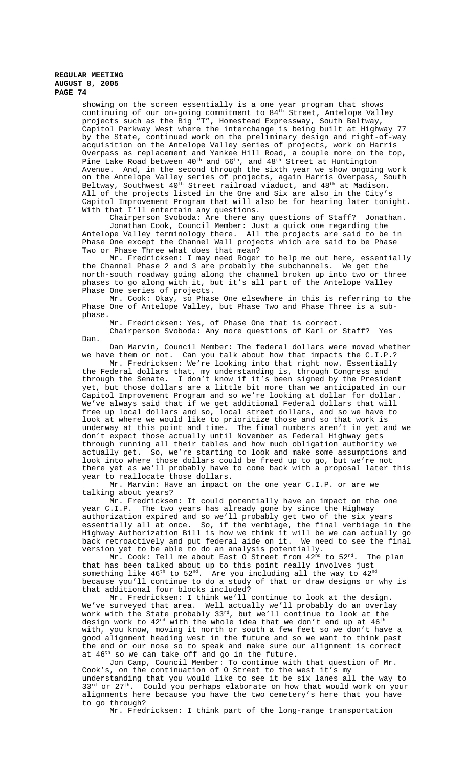showing on the screen essentially is a one year program that shows continuing of our on-going commitment to 84th Street, Antelope Valley projects such as the Big "T", Homestead Expressway, South Beltway, Capitol Parkway West where the interchange is being built at Highway 77 by the State, continued work on the preliminary design and right-of-way acquisition on the Antelope Valley series of projects, work on Harris Overpass as replacement and Yankee Hill Road, a couple more on the top, Pine Lake Road between 40th and 56th, and 48th Street at Huntington Avenue. And, in the second through the sixth year we show ongoing work on the Antelope Valley series of projects, again Harris Overpass, South Beltway, Southwest 40th Street railroad viaduct, and 48th at Madison. All of the projects listed in the One and Six are also in the City's Capitol Improvement Program that will also be for hearing later tonight. With that I'll entertain any questions.

Chairperson Svoboda: Are there any questions of Staff? Jonathan.

Jonathan Cook, Council Member: Just a quick one regarding the Antelope Valley terminology there. All the projects are said to be in Phase One except the Channel Wall projects which are said to be Phase Two or Phase Three what does that mean?

Mr. Fredricksen: I may need Roger to help me out here, essentially the Channel Phase 2 and 3 are probably the subchannels. We get the north-south roadway going along the channel broken up into two or three phases to go along with it, but it's all part of the Antelope Valley Phase One series of projects.

Mr. Cook: Okay, so Phase One elsewhere in this is referring to the Phase One of Antelope Valley, but Phase Two and Phase Three is a sub-phase.

Mr. Fredricksen: Yes, of Phase One that is correct.

Chairperson Svoboda: Any more questions of Karl or Staff? Yes Dan.

Dan Marvin, Council Member: The federal dollars were moved whether we have them or not. Can you talk about how that impacts the C.I.P.?

Mr. Fredricksen: We're looking into that right now. Essentially the Federal dollars that, my understanding is, through Congress and through the Senate. I don't know if it's been signed by the President yet, but those dollars are a little bit more than we anticipated in our Capitol Improvement Program and so we're looking at dollar for dollar. We've always said that if we get additional Federal dollars that will free up local dollars and so, local street dollars, and so we have to look at where we would like to prioritize those and so that work is underway at this point and time. The final numbers aren't in yet and we don't expect those actually until November as Federal Highway gets through running all their tables and how much obligation authority we actually get. So, we're starting to look and make some assumptions and look into where those dollars could be freed up to go, but we're not there yet as we'll probably have to come back with a proposal later this year to reallocate those dollars.

Mr. Marvin: Have an impact on the one year C.I.P. or are we talking about years?

Mr. Fredricksen: It could potentially have an impact on the one year C.I.P. The two years has already gone by since the Highway authorization expired and so we'll probably get two of the six years essentially all at once. So, if the verbiage, the final verbiage in the Highway Authorization Bill is how we think it will be we can actually go back retroactively and put federal aide on it. We need to see the final version yet to be able to do an analysis potentially.

Mr. Cook: Tell me about East O Street from 42nd to 52nd. The plan that has been talked about up to this point really involves just something like 46th to 52nd. Are you including all the way to 42nd because you'll continue to do a study of that or draw designs or why is that additional four blocks included?

Mr. Fredricksen: I think we'll continue to look at the design. We've surveyed that area. Well actually we'll probably do an overlay work with the State probably 33rd, but we'll continue to look at the design work to 42nd with the whole idea that we don't end up at 46th with, you know, moving it north or south a few feet so we don't have a good alignment heading west in the future and so we want to think past the end or our nose so to speak and make sure our alignment is correct at 46th so we can take off and go in the future.

Jon Camp, Council Member: To continue with that question of Mr. Cook's, on the continuation of O Street to the west it's my understanding that you would like to see it be six lanes all the way to 33rd or 27th. Could you perhaps elaborate on how that would work on your alignments here because you have the two cemetery's here that you have to go through?

Mr. Fredricksen: I think part of the long-range transportation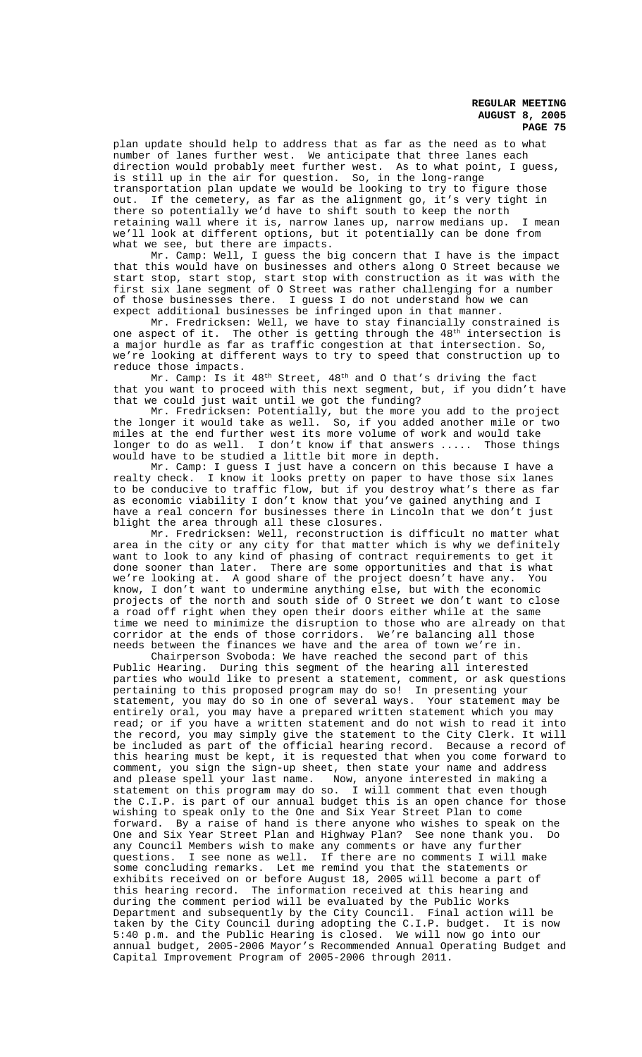plan update should help to address that as far as the need as to what number of lanes further west. We anticipate that three lanes each direction would probably meet further west. As to what point, I guess, is still up in the air for question. So, in the long-range transportation plan update we would be looking to try to figure those out. If the cemetery, as far as the alignment go, it's very tight in there so potentially we'd have to shift south to keep the north retaining wall where it is, narrow lanes up, narrow medians up. I mean we'll look at different options, but it potentially can be done from what we see, but there are impacts.

Mr. Camp: Well, I guess the big concern that I have is the impact that this would have on businesses and others along O Street because we start stop, start stop, start stop with construction as it was with the first six lane segment of O Street was rather challenging for a number of those businesses there. I guess I do not understand how we can expect additional businesses be infringed upon in that manner.

Mr. Fredricksen: Well, we have to stay financially constrained is one aspect of it. The other is getting through the 48th intersection is a major hurdle as far as traffic congestion at that intersection. So, we're looking at different ways to try to speed that construction up to reduce those impacts.

Mr. Camp: Is it 48th Street, 48th and O that's driving the fact that you want to proceed with this next segment, but, if you didn't have that we could just wait until we got the funding?

Mr. Fredricksen: Potentially, but the more you add to the project the longer it would take as well. So, if you added another mile or two miles at the end further west its more volume of work and would take longer to do as well. I don't know if that answers ..... Those things would have to be studied a little bit more in depth.

Mr. Camp: I guess I just have a concern on this because I have a realty check. I know it looks pretty on paper to have those six lanes to be conducive to traffic flow, but if you destroy what's there as far as economic viability I don't know that you've gained anything and I have a real concern for businesses there in Lincoln that we don't just blight the area through all these closures.

Mr. Fredricksen: Well, reconstruction is difficult no matter what area in the city or any city for that matter which is why we definitely want to look to any kind of phasing of contract requirements to get it done sooner than later. There are some opportunities and that is what we're looking at. A good share of the project doesn't have any. You know, I don't want to undermine anything else, but with the economic projects of the north and south side of O Street we don't want to close a road off right when they open their doors either while at the same time we need to minimize the disruption to those who are already on that corridor at the ends of those corridors. We're balancing all those needs between the finances we have and the area of town we're in.

Chairperson Svoboda: We have reached the second part of this Public Hearing. During this segment of the hearing all interested parties who would like to present a statement, comment, or ask questions pertaining to this proposed program may do so! In presenting your statement, you may do so in one of several ways. Your statement may be entirely oral, you may have a prepared written statement which you may read; or if you have a written statement and do not wish to read it into the record, you may simply give the statement to the City Clerk. It will be included as part of the official hearing record. Because a record of this hearing must be kept, it is requested that when you come forward to comment, you sign the sign-up sheet, then state your name and address and please spell your last name. Now, anyone interested in making a statement on this program may do so. I will comment that even though the C.I.P. is part of our annual budget this is an open chance for those wishing to speak only to the One and Six Year Street Plan to come forward. By a raise of hand is there anyone who wishes to speak on the One and Six Year Street Plan and Highway Plan? See none thank you. Do any Council Members wish to make any comments or have any further questions. I see none as well. If there are no comments I will make some concluding remarks. Let me remind you that the statements or exhibits received on or before August 18, 2005 will become a part of this hearing record. The information received at this hearing and during the comment period will be evaluated by the Public Works Department and subsequently by the City Council. Final action will be taken by the City Council during adopting the C.I.P. budget. It is now 5:40 p.m. and the Public Hearing is closed. We will now go into our annual budget, 2005-2006 Mayor's Recommended Annual Operating Budget and Capital Improvement Program of 2005-2006 through 2011.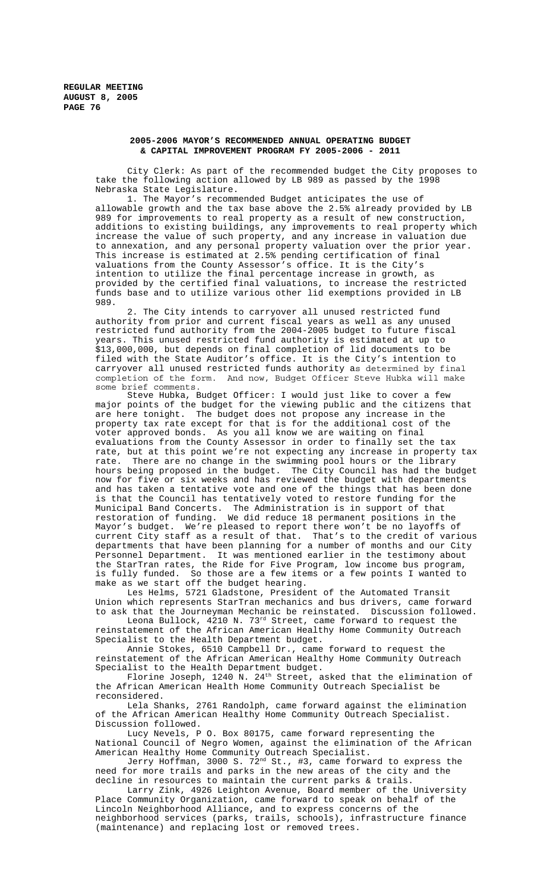## 2005-2006 MAYOR'S RECOMMENDED ANNUAL OPERATING BUDGET & CAPITAL IMPROVEMENT PROGRAM FY 2005-2006 - 2011

City Clerk: As part of the recommended budget the City proposes to take the following action allowed by LB 989 as passed by the 1998 Nebraska State Legislature.

1. The Mayor's recommended Budget anticipates the use of allowable growth and the tax base above the 2.5% already provided by LB 989 for improvements to real property as a result of new construction, additions to existing buildings, any improvements to real property which increase the value of such property, and any increase in valuation due to annexation, and any personal property valuation over the prior year. This increase is estimated at 2.5% pending certification of final valuations from the County Assessor's office. It is the City's intention to utilize the final percentage increase in growth, as provided by the certified final valuations, to increase the restricted funds base and to utilize various other lid exemptions provided in LB 989.

2. The City intends to carryover all unused restricted fund authority from prior and current fiscal years as well as any unused restricted fund authority from the 2004-2005 budget to future fiscal years. This unused restricted fund authority is estimated at up to $13,000,000, but depends on final completion of lid documents to be filed with the State Auditor's office. It is the City's intention to carryover all unused restricted funds authority as determined by final completion of the form. And now, Budget Officer Steve Hubka will make some brief comments.

Steve Hubka, Budget Officer: I would just like to cover a few major points of the budget for the viewing public and the citizens that are here tonight. The budget does not propose any increase in the property tax rate except for that is for the additional cost of the voter approved bonds. As you all know we are waiting on final evaluations from the County Assessor in order to finally set the tax rate, but at this point we're not expecting any increase in property tax rate. There are no change in the swimming pool hours or the library hours being proposed in the budget. The City Council has had the budget now for five or six weeks and has reviewed the budget with departments and has taken a tentative vote and one of the things that has been done is that the Council has tentatively voted to restore funding for the Municipal Band Concerts. The Administration is in support of that restoration of funding. We did reduce 18 permanent positions in the Mayor's budget. We're pleased to report there won't be no layoffs of current City staff as a result of that. That's to the credit of various departments that have been planning for a number of months and our City Personnel Department. It was mentioned earlier in the testimony about the StarTran rates, the Ride for Five Program, low income bus program, is fully funded. So those are a few items or a few points I wanted to make as we start off the budget hearing.

Les Helms, 5721 Gladstone, President of the Automated Transit Union which represents StarTran mechanics and bus drivers, came forward to ask that the Journeyman Mechanic be reinstated. Discussion followed.

Leona Bullock, 4210 N. 73rd Street, came forward to request the reinstatement of the African American Healthy Home Community Outreach Specialist to the Health Department budget.

Annie Stokes, 6510 Campbell Dr., came forward to request the reinstatement of the African American Healthy Home Community Outreach Specialist to the Health Department budget.

Florine Joseph, 1240 N. 24th Street, asked that the elimination of the African American Health Home Community Outreach Specialist be reconsidered.

Lela Shanks, 2761 Randolph, came forward against the elimination of the African American Healthy Home Community Outreach Specialist. Discussion followed.

Lucy Nevels, P O. Box 80175, came forward representing the National Council of Negro Women, against the elimination of the African American Healthy Home Community Outreach Specialist.

Jerry Hoffman, 3000 S. 72nd St., #3, came forward to express the need for more trails and parks in the new areas of the city and the decline in resources to maintain the current parks & trails.

Larry Zink, 4926 Leighton Avenue, Board member of the University Place Community Organization, came forward to speak on behalf of the Lincoln Neighborhood Alliance, and to express concerns of the neighborhood services (parks, trails, schools), infrastructure finance (maintenance) and replacing lost or removed trees.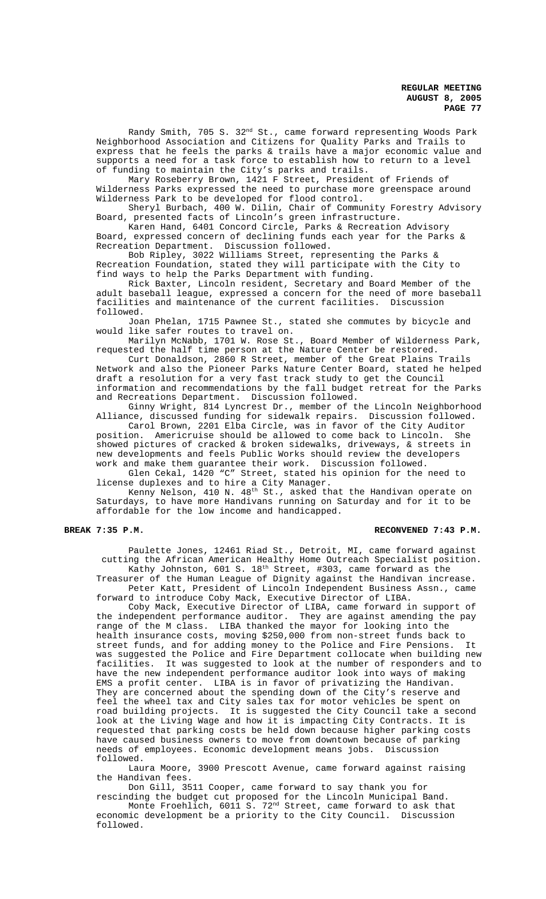Randy Smith, 705 S. 32nd St., came forward representing Woods Park Neighborhood Association and Citizens for Quality Parks and Trails to express that he feels the parks & trails have a major economic value and supports a need for a task force to establish how to return to a level of funding to maintain the City's parks and trails.

Mary Roseberry Brown, 1421 F Street, President of Friends of Wilderness Parks expressed the need to purchase more greenspace around Wilderness Park to be developed for flood control.

Sheryl Burbach, 400 W. Dilin, Chair of Community Forestry Advisory Board, presented facts of Lincoln's green infrastructure.

Karen Hand, 6401 Concord Circle, Parks & Recreation Advisory Board, expressed concern of declining funds each year for the Parks & Recreation Department. Discussion followed.

Bob Ripley, 3022 Williams Street, representing the Parks & Recreation Foundation, stated they will participate with the City to find ways to help the Parks Department with funding.

Rick Baxter, Lincoln resident, Secretary and Board Member of the adult baseball league, expressed a concern for the need of more baseball facilities and maintenance of the current facilities. Discussion followed.

Joan Phelan, 1715 Pawnee St., stated she commutes by bicycle and would like safer routes to travel on.

Marilyn McNabb, 1701 W. Rose St., Board Member of Wilderness Park, requested the half time person at the Nature Center be restored.

Curt Donaldson, 2860 R Street, member of the Great Plains Trails Network and also the Pioneer Parks Nature Center Board, stated he helped draft a resolution for a very fast track study to get the Council information and recommendations by the fall budget retreat for the Parks and Recreations Department. Discussion followed.

Ginny Wright, 814 Lyncrest Dr., member of the Lincoln Neighborhood Alliance, discussed funding for sidewalk repairs. Discussion followed.

Carol Brown, 2201 Elba Circle, was in favor of the City Auditor position. Americruise should be allowed to come back to Lincoln. She showed pictures of cracked & broken sidewalks, driveways, & streets in new developments and feels Public Works should review the developers work and make them guarantee their work. Discussion followed.

Glen Cekal, 1420 "C" Street, stated his opinion for the need to license duplexes and to hire a City Manager.

Kenny Nelson, 410 N. 48th St., asked that the Handivan operate on Saturdays, to have more Handivans running on Saturday and for it to be affordable for the low income and handicapped.

**BREAK 7:35 P.M.** **RECONVENED 7:43 P.M.**

Paulette Jones, 12461 Riad St., Detroit, MI, came forward against cutting the African American Healthy Home Outreach Specialist position.

Kathy Johnston, 601 S. 18th Street, #303, came forward as the Treasurer of the Human League of Dignity against the Handivan increase.

Peter Katt, President of Lincoln Independent Business Assn., came forward to introduce Coby Mack, Executive Director of LIBA.

Coby Mack, Executive Director of LIBA, came forward in support of the independent performance auditor. They are against amending the pay range of the M class. LIBA thanked the mayor for looking into the health insurance costs, moving $250,000 from non-street funds back to street funds, and for adding money to the Police and Fire Pensions. It was suggested the Police and Fire Department collocate when building new facilities. It was suggested to look at the number of responders and to have the new independent performance auditor look into ways of making EMS a profit center. LIBA is in favor of privatizing the Handivan. They are concerned about the spending down of the City's reserve and feel the wheel tax and City sales tax for motor vehicles be spent on road building projects. It is suggested the City Council take a second look at the Living Wage and how it is impacting City Contracts. It is requested that parking costs be held down because higher parking costs have caused business owners to move from downtown because of parking needs of employees. Economic development means jobs. Discussion followed.

Laura Moore, 3900 Prescott Avenue, came forward against raising the Handivan fees.

Don Gill, 3511 Cooper, came forward to say thank you for rescinding the budget cut proposed for the Lincoln Municipal Band.

Monte Froehlich, 6011 S. 72nd Street, came forward to ask that economic development be a priority to the City Council. Discussion followed.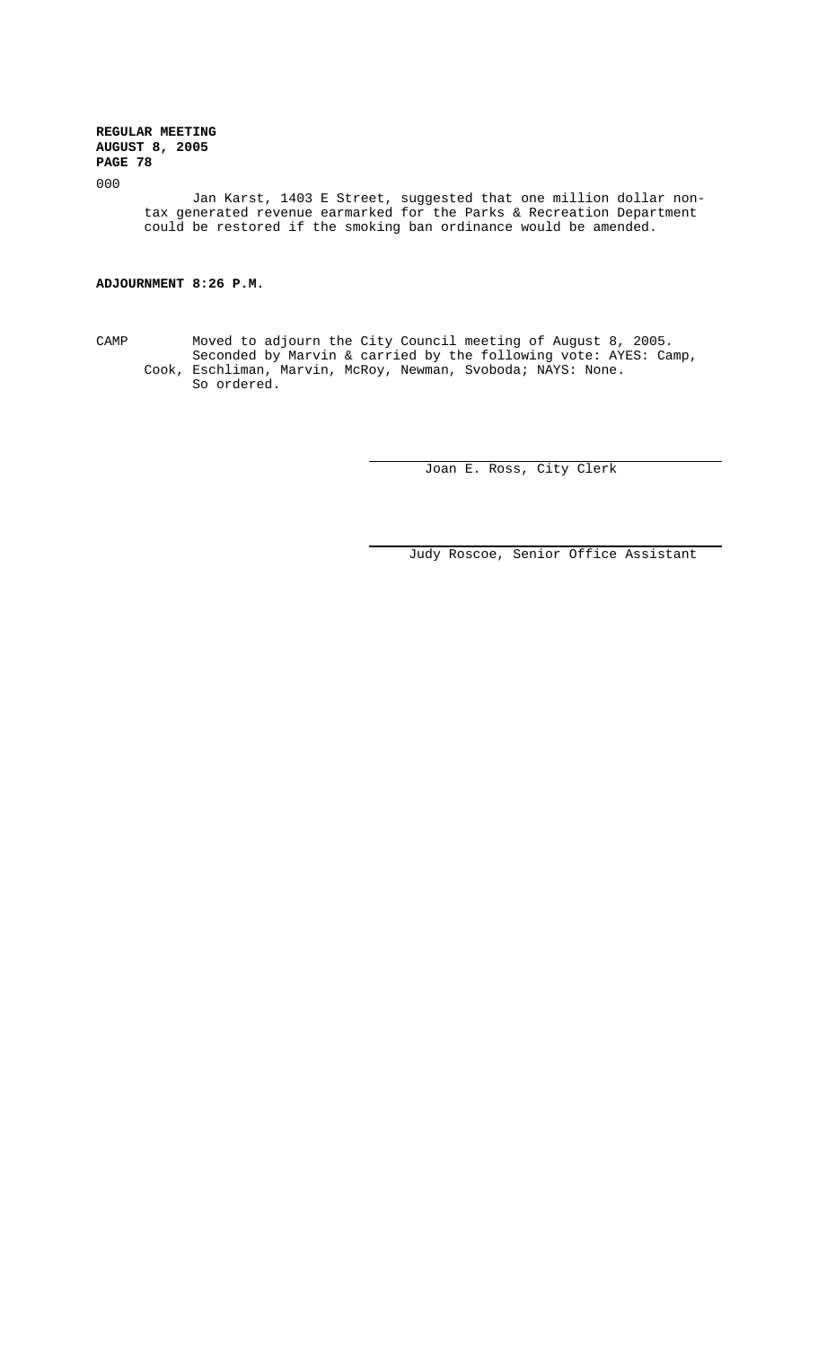000

Jan Karst, 1403 E Street, suggested that one million dollar non-tax generated revenue earmarked for the Parks & Recreation Department could be restored if the smoking ban ordinance would be amended.

**ADJOURNMENT 8:26 P.M.**

CAMP Moved to adjourn the City Council meeting of August 8, 2005. Seconded by Marvin & carried by the following vote: AYES: Camp, Cook, Eschliman, Marvin, McRoy, Newman, Svoboda; NAYS: None. So ordered.

Joan E. Ross, City Clerk

Judy Roscoe, Senior Office Assistant